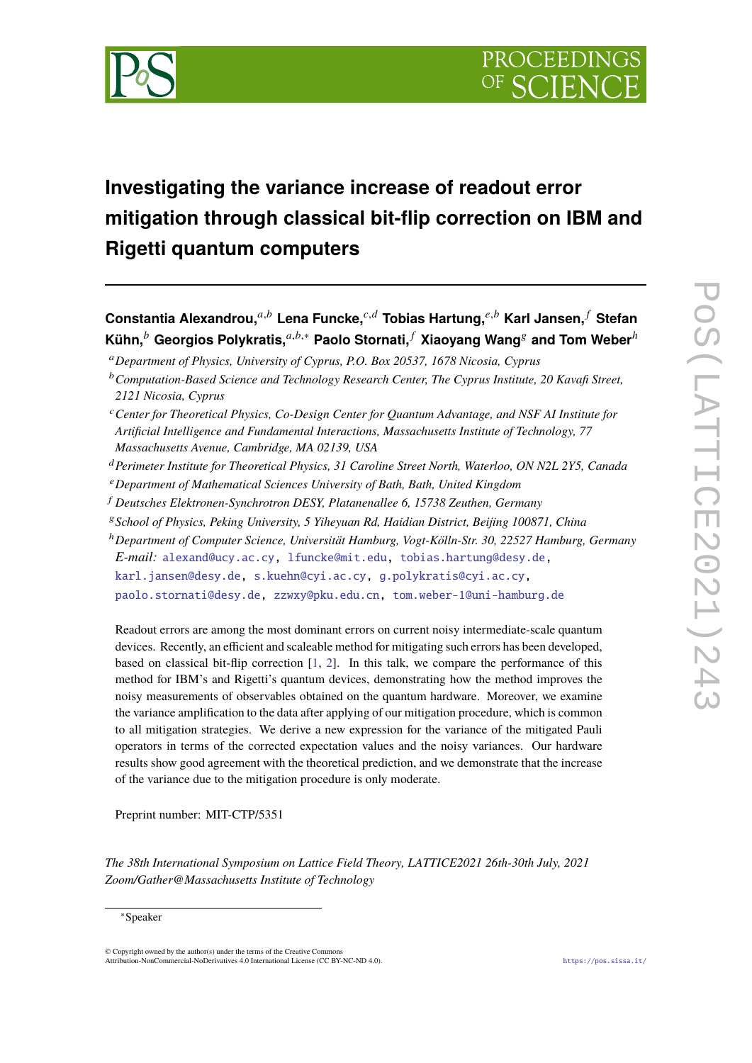# Investigating the variance increase of readout error mitigation through classical bit-flip correction on IBM and Rigetti quantum computers

**Constantia Alexandrou,**[a,b] **Lena Funcke,**[c,d] **Tobias Hartung,**[e,b] **Karl Jansen,**[f] **Stefan Kühn,**[b] **Georgios Polykratis,**[a,b,*] **Paolo Stornati,**[f] **Xiaoyang Wang**[g] **and Tom Weber**[h]

[a] *Department of Physics, University of Cyprus, P.O. Box 20537, 1678 Nicosia, Cyprus*

[b] *Computation-Based Science and Technology Research Center, The Cyprus Institute, 20 Kavafi Street, 2121 Nicosia, Cyprus*

[c] *Center for Theoretical Physics, Co-Design Center for Quantum Advantage, and NSF AI Institute for Artificial Intelligence and Fundamental Interactions, Massachusetts Institute of Technology, 77 Massachusetts Avenue, Cambridge, MA 02139, USA*

[d] *Perimeter Institute for Theoretical Physics, 31 Caroline Street North, Waterloo, ON N2L 2Y5, Canada*

[e] *Department of Mathematical Sciences University of Bath, Bath, United Kingdom*

[f] *Deutsches Elektronen-Synchrotron DESY, Platanenallee 6, 15738 Zeuthen, Germany*

[g] *School of Physics, Peking University, 5 Yiheyuan Rd, Haidian District, Beijing 100871, China*

[h] *Department of Computer Science, Universität Hamburg, Vogt-Kölln-Str. 30, 22527 Hamburg, Germany*

*E-mail:* alexand@ucy.ac.cy, lfuncke@mit.edu, tobias.hartung@desy.de, karl.jansen@desy.de, s.kuehn@cyi.ac.cy, g.polykratis@cyi.ac.cy, paolo.stornati@desy.de, zzwxy@pku.edu.cn, tom.weber-1@uni-hamburg.de

Readout errors are among the most dominant errors on current noisy intermediate-scale quantum devices. Recently, an efficient and scaleable method for mitigating such errors has been developed, based on classical bit-flip correction [1, 2]. In this talk, we compare the performance of this method for IBM's and Rigetti's quantum devices, demonstrating how the method improves the noisy measurements of observables obtained on the quantum hardware. Moreover, we examine the variance amplification to the data after applying of our mitigation procedure, which is common to all mitigation strategies. We derive a new expression for the variance of the mitigated Pauli operators in terms of the corrected expectation values and the noisy variances. Our hardware results show good agreement with the theoretical prediction, and we demonstrate that the increase of the variance due to the mitigation procedure is only moderate.

Preprint number: MIT-CTP/5351

*The 38th International Symposium on Lattice Field Theory, LATTICE2021 26th-30th July, 2021 Zoom/Gather@Massachusetts Institute of Technology*

*Speaker

© Copyright owned by the author(s) under the terms of the Creative Commons Attribution-NonCommercial-NoDerivatives 4.0 International License (CC BY-NC-ND 4.0).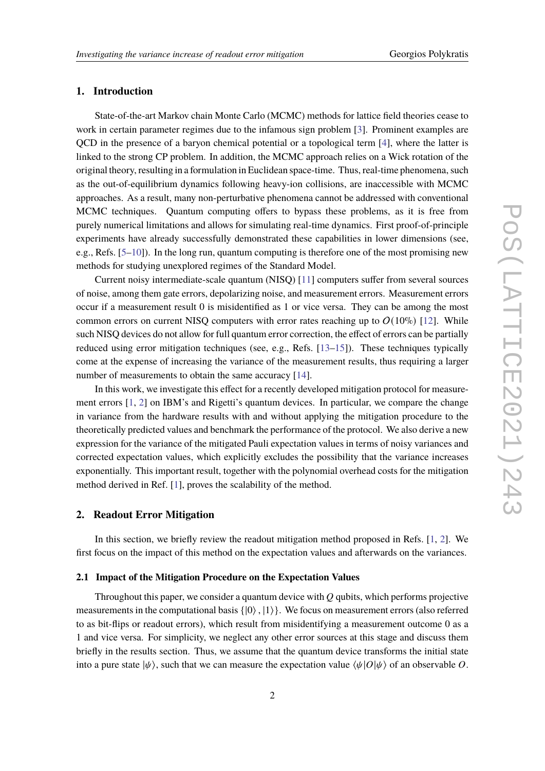## 1. Introduction

State-of-the-art Markov chain Monte Carlo (MCMC) methods for lattice field theories cease to work in certain parameter regimes due to the infamous sign problem [3]. Prominent examples are QCD in the presence of a baryon chemical potential or a topological term [4], where the latter is linked to the strong CP problem. In addition, the MCMC approach relies on a Wick rotation of the original theory, resulting in a formulation in Euclidean space-time. Thus, real-time phenomena, such as the out-of-equilibrium dynamics following heavy-ion collisions, are inaccessible with MCMC approaches. As a result, many non-perturbative phenomena cannot be addressed with conventional MCMC techniques. Quantum computing offers to bypass these problems, as it is free from purely numerical limitations and allows for simulating real-time dynamics. First proof-of-principle experiments have already successfully demonstrated these capabilities in lower dimensions (see, e.g., Refs. [5–10]). In the long run, quantum computing is therefore one of the most promising new methods for studying unexplored regimes of the Standard Model.

Current noisy intermediate-scale quantum (NISQ) [11] computers suffer from several sources of noise, among them gate errors, depolarizing noise, and measurement errors. Measurement errors occur if a measurement result 0 is misidentified as 1 or vice versa. They can be among the most common errors on current NISQ computers with error rates reaching up to $O(10\%)$ [12]. While such NISQ devices do not allow for full quantum error correction, the effect of errors can be partially reduced using error mitigation techniques (see, e.g., Refs. [13–15]). These techniques typically come at the expense of increasing the variance of the measurement results, thus requiring a larger number of measurements to obtain the same accuracy [14].

In this work, we investigate this effect for a recently developed mitigation protocol for measurement errors [1, 2] on IBM's and Rigetti's quantum devices. In particular, we compare the change in variance from the hardware results with and without applying the mitigation procedure to the theoretically predicted values and benchmark the performance of the protocol. We also derive a new expression for the variance of the mitigated Pauli expectation values in terms of noisy variances and corrected expectation values, which explicitly excludes the possibility that the variance increases exponentially. This important result, together with the polynomial overhead costs for the mitigation method derived in Ref. [1], proves the scalability of the method.

## 2. Readout Error Mitigation

In this section, we briefly review the readout mitigation method proposed in Refs. [1, 2]. We first focus on the impact of this method on the expectation values and afterwards on the variances.

### 2.1 Impact of the Mitigation Procedure on the Expectation Values

Throughout this paper, we consider a quantum device with $Q$ qubits, which performs projective measurements in the computational basis $\{|0\rangle, |1\rangle\}$. We focus on measurement errors (also referred to as bit-flips or readout errors), which result from misidentifying a measurement outcome 0 as a 1 and vice versa. For simplicity, we neglect any other error sources at this stage and discuss them briefly in the results section. Thus, we assume that the quantum device transforms the initial state into a pure state $|\psi\rangle$, such that we can measure the expectation value $\langle\psi|O|\psi\rangle$ of an observable $O$.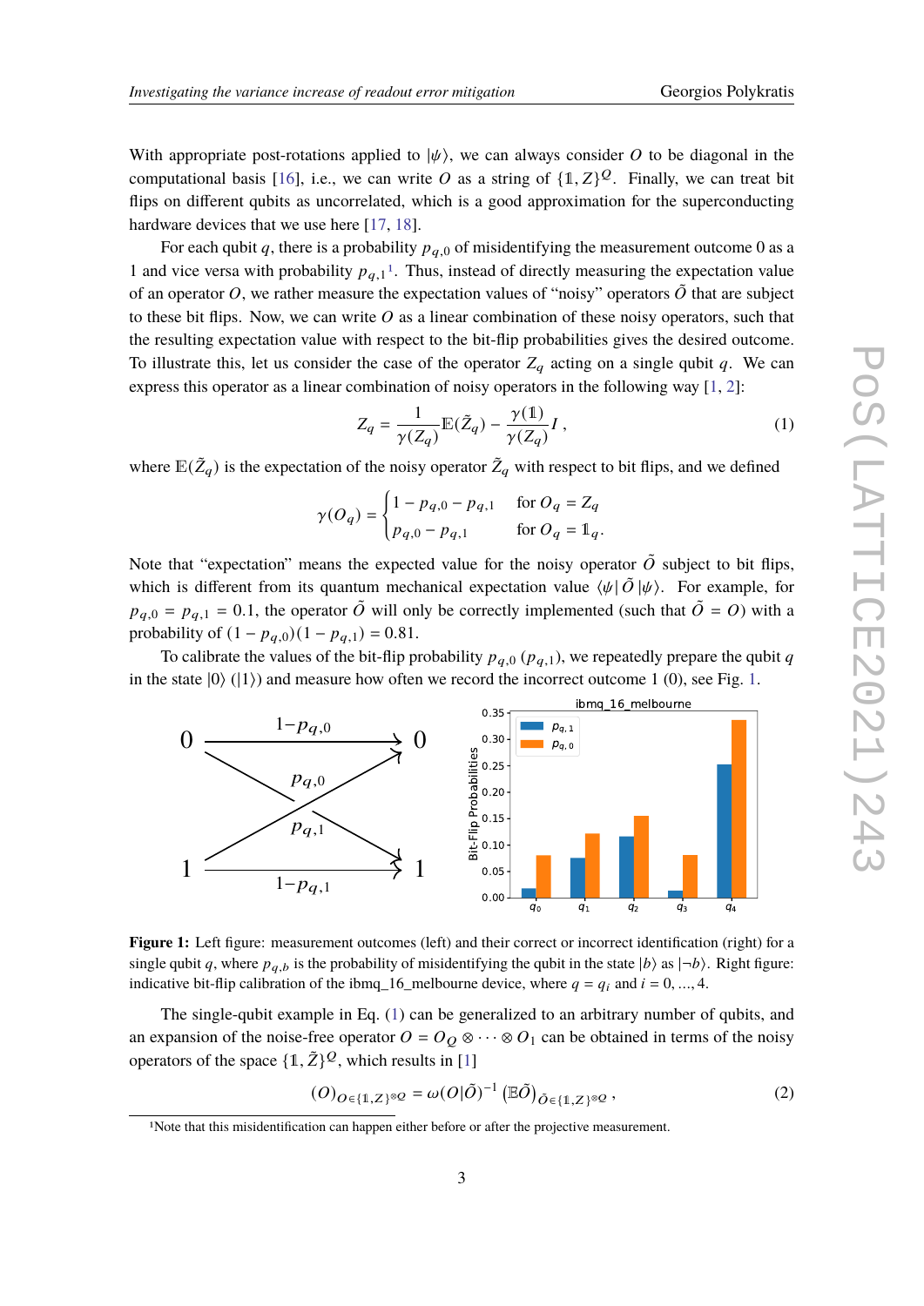With appropriate post-rotations applied to $|\psi\rangle$, we can always consider $O$ to be diagonal in the computational basis [16], i.e., we can write $O$ as a string of $\{\mathbb{1}, Z\}^Q$. Finally, we can treat bit flips on different qubits as uncorrelated, which is a good approximation for the superconducting hardware devices that we use here [17, 18].

For each qubit $q$, there is a probability $p_{q,0}$ of misidentifying the measurement outcome 0 as a 1 and vice versa with probability $p_{q,1}$[1]. Thus, instead of directly measuring the expectation value of an operator $O$, we rather measure the expectation values of "noisy" operators $\tilde{O}$ that are subject to these bit flips. Now, we can write $O$ as a linear combination of these noisy operators, such that the resulting expectation value with respect to the bit-flip probabilities gives the desired outcome. To illustrate this, let us consider the case of the operator $Z_q$ acting on a single qubit $q$. We can express this operator as a linear combination of noisy operators in the following way [1, 2]:

$$Z_q = \frac{1}{\gamma(Z_q)}\mathbb{E}(\tilde{Z}_q) - \frac{\gamma(\mathbb{1})}{\gamma(Z_q)} I \,, \tag{1}$$

where $\mathbb{E}(\tilde{Z}_q)$ is the expectation of the noisy operator $\tilde{Z}_q$ with respect to bit flips, and we defined

$$\gamma(O_q) = \begin{cases} 1 - p_{q,0} - p_{q,1} & \text{for } O_q = Z_q \\ p_{q,0} - p_{q,1} & \text{for } O_q = \mathbb{1}_q. \end{cases}$$

Note that "expectation" means the expected value for the noisy operator $\tilde{O}$ subject to bit flips, which is different from its quantum mechanical expectation value $\langle\psi|\,\tilde{O}\,|\psi\rangle$. For example, for $p_{q,0} = p_{q,1} = 0.1$, the operator $\tilde{O}$ will only be correctly implemented (such that $\tilde{O} = O$) with a probability of $(1 - p_{q,0})(1 - p_{q,1}) = 0.81$.

To calibrate the values of the bit-flip probability $p_{q,0}$ ($p_{q,1}$), we repeatedly prepare the qubit $q$ in the state $|0\rangle$ ($|1\rangle$) and measure how often we record the incorrect outcome 1 (0), see Fig. 1.

**Figure 1:** Left figure: measurement outcomes (left) and their correct or incorrect identification (right) for a single qubit $q$, where $p_{q,b}$ is the probability of misidentifying the qubit in the state $|b\rangle$ as $|\neg b\rangle$. Right figure: indicative bit-flip calibration of the ibmq_16_melbourne device, where $q = q_i$ and $i = 0, \ldots, 4$.

The single-qubit example in Eq. (1) can be generalized to an arbitrary number of qubits, and an expansion of the noise-free operator $O = O_Q \otimes \cdots \otimes O_1$ can be obtained in terms of the noisy operators of the space $\{\mathbb{1}, \tilde{Z}\}^Q$, which results in [1]

$$(O)_{O\in\{\mathbb{1},Z\}^{\otimes Q}} = \omega(O|\tilde{O})^{-1}\left(\mathbb{E}\tilde{O}\right)_{\tilde{O}\in\{\mathbb{1},Z\}^{\otimes Q}}\,, \tag{2}$$

[1] Note that this misidentification can happen either before or after the projective measurement.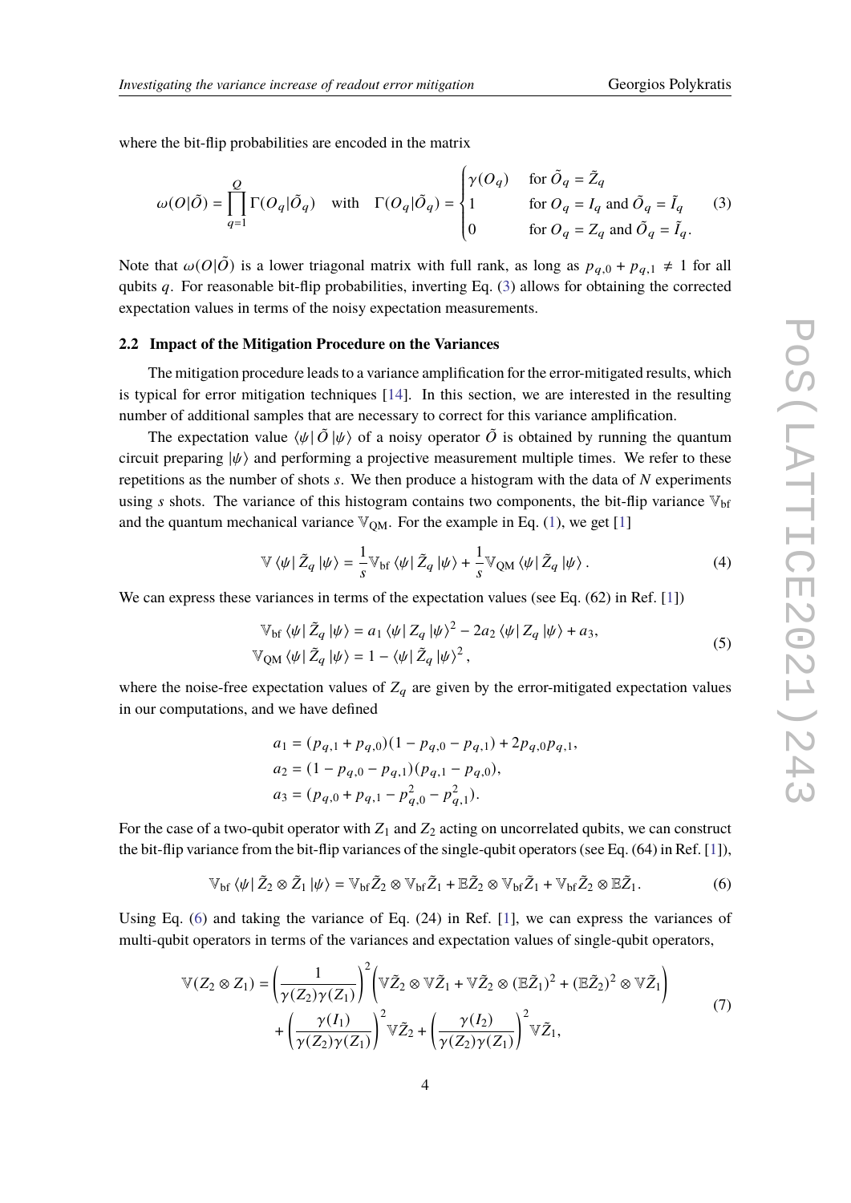where the bit-flip probabilities are encoded in the matrix

$$\omega(O|\tilde{O}) = \prod_{q=1}^{Q} \Gamma(O_q|\tilde{O}_q) \quad \text{with} \quad \Gamma(O_q|\tilde{O}_q) = \begin{cases} \gamma(O_q) & \text{for } \tilde{O}_q = \tilde{Z}_q \\ 1 & \text{for } O_q = I_q \text{ and } \tilde{O}_q = \tilde{I}_q \\ 0 & \text{for } O_q = Z_q \text{ and } \tilde{O}_q = \tilde{I}_q. \end{cases} \tag{3}$$

Note that $\omega(O|\tilde{O})$ is a lower triagonal matrix with full rank, as long as $p_{q,0} + p_{q,1} \neq 1$ for all qubits $q$. For reasonable bit-flip probabilities, inverting Eq. (3) allows for obtaining the corrected expectation values in terms of the noisy expectation measurements.

### 2.2 Impact of the Mitigation Procedure on the Variances

The mitigation procedure leads to a variance amplification for the error-mitigated results, which is typical for error mitigation techniques [14]. In this section, we are interested in the resulting number of additional samples that are necessary to correct for this variance amplification.

The expectation value $\langle\psi|\,\tilde{O}\,|\psi\rangle$ of a noisy operator $\tilde{O}$ is obtained by running the quantum circuit preparing $|\psi\rangle$ and performing a projective measurement multiple times. We refer to these repetitions as the number of shots $s$. We then produce a histogram with the data of $N$ experiments using $s$ shots. The variance of this histogram contains two components, the bit-flip variance $\mathbb{V}_{\text{bf}}$ and the quantum mechanical variance $\mathbb{V}_{\text{QM}}$. For the example in Eq. (1), we get [1]

$$\mathbb{V}\,\langle\psi|\,\tilde{Z}_q\,|\psi\rangle = \frac{1}{s}\mathbb{V}_{\text{bf}}\,\langle\psi|\,\tilde{Z}_q\,|\psi\rangle + \frac{1}{s}\mathbb{V}_{\text{QM}}\,\langle\psi|\,\tilde{Z}_q\,|\psi\rangle\,. \tag{4}$$

We can express these variances in terms of the expectation values (see Eq. (62) in Ref. [1])

$$\begin{aligned} \mathbb{V}_{\text{bf}}\,\langle\psi|\,\tilde{Z}_q\,|\psi\rangle &= a_1\,\langle\psi|\,Z_q\,|\psi\rangle^2 - 2a_2\,\langle\psi|\,Z_q\,|\psi\rangle + a_3, \\ \mathbb{V}_{\text{QM}}\,\langle\psi|\,\tilde{Z}_q\,|\psi\rangle &= 1 - \langle\psi|\,\tilde{Z}_q\,|\psi\rangle^2\,, \end{aligned} \tag{5}$$

where the noise-free expectation values of $Z_q$ are given by the error-mitigated expectation values in our computations, and we have defined

$$\begin{aligned} a_1 &= (p_{q,1} + p_{q,0})(1 - p_{q,0} - p_{q,1}) + 2p_{q,0}p_{q,1}, \\ a_2 &= (1 - p_{q,0} - p_{q,1})(p_{q,1} - p_{q,0}), \\ a_3 &= (p_{q,0} + p_{q,1} - p_{q,0}^2 - p_{q,1}^2). \end{aligned}$$

For the case of a two-qubit operator with $Z_1$ and $Z_2$ acting on uncorrelated qubits, we can construct the bit-flip variance from the bit-flip variances of the single-qubit operators (see Eq. (64) in Ref. [1]),

$$\mathbb{V}_{\text{bf}}\,\langle\psi|\,\tilde{Z}_2 \otimes \tilde{Z}_1\,|\psi\rangle = \mathbb{V}_{\text{bf}}\tilde{Z}_2 \otimes \mathbb{V}_{\text{bf}}\tilde{Z}_1 + \mathbb{E}\tilde{Z}_2 \otimes \mathbb{V}_{\text{bf}}\tilde{Z}_1 + \mathbb{V}_{\text{bf}}\tilde{Z}_2 \otimes \mathbb{E}\tilde{Z}_1. \tag{6}$$

Using Eq. (6) and taking the variance of Eq. (24) in Ref. [1], we can express the variances of multi-qubit operators in terms of the variances and expectation values of single-qubit operators,

$$\begin{aligned} \mathbb{V}(Z_2 \otimes Z_1) = &\left(\frac{1}{\gamma(Z_2)\gamma(Z_1)}\right)^2 \left(\mathbb{V}\tilde{Z}_2 \otimes \mathbb{V}\tilde{Z}_1 + \mathbb{V}\tilde{Z}_2 \otimes (\mathbb{E}\tilde{Z}_1)^2 + (\mathbb{E}\tilde{Z}_2)^2 \otimes \mathbb{V}\tilde{Z}_1\right) \\ &+ \left(\frac{\gamma(I_1)}{\gamma(Z_2)\gamma(Z_1)}\right)^2 \mathbb{V}\tilde{Z}_2 + \left(\frac{\gamma(I_2)}{\gamma(Z_2)\gamma(Z_1)}\right)^2 \mathbb{V}\tilde{Z}_1, \end{aligned} \tag{7}$$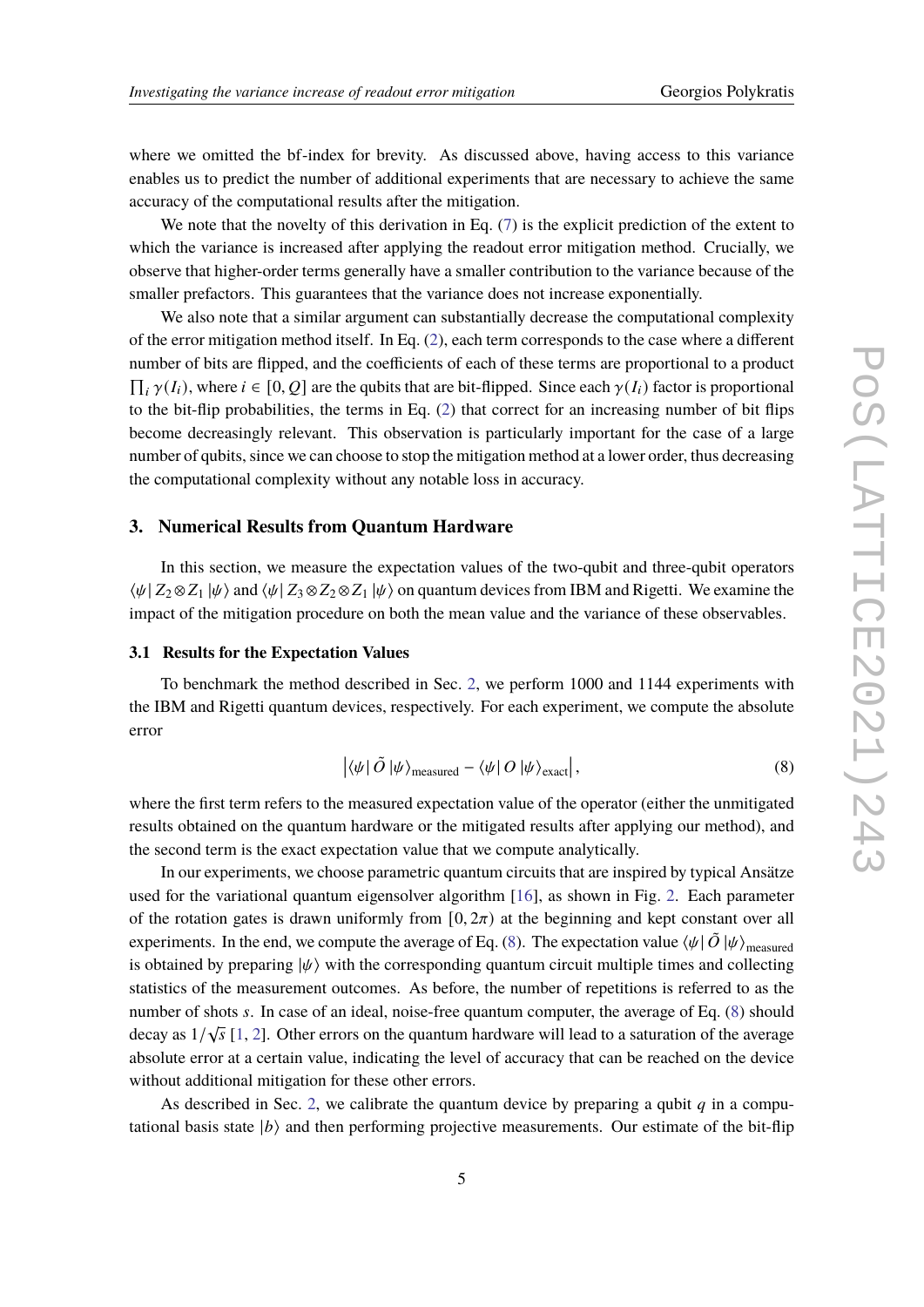where we omitted the bf-index for brevity. As discussed above, having access to this variance enables us to predict the number of additional experiments that are necessary to achieve the same accuracy of the computational results after the mitigation.

We note that the novelty of this derivation in Eq. (7) is the explicit prediction of the extent to which the variance is increased after applying the readout error mitigation method. Crucially, we observe that higher-order terms generally have a smaller contribution to the variance because of the smaller prefactors. This guarantees that the variance does not increase exponentially.

We also note that a similar argument can substantially decrease the computational complexity of the error mitigation method itself. In Eq. (2), each term corresponds to the case where a different number of bits are flipped, and the coefficients of each of these terms are proportional to a product $\prod_i \gamma(I_i)$, where $i \in [0, Q]$ are the qubits that are bit-flipped. Since each $\gamma(I_i)$ factor is proportional to the bit-flip probabilities, the terms in Eq. (2) that correct for an increasing number of bit flips become decreasingly relevant. This observation is particularly important for the case of a large number of qubits, since we can choose to stop the mitigation method at a lower order, thus decreasing the computational complexity without any notable loss in accuracy.

## 3. Numerical Results from Quantum Hardware

In this section, we measure the expectation values of the two-qubit and three-qubit operators $\langle\psi| Z_2 \otimes Z_1 |\psi\rangle$ and $\langle\psi| Z_3 \otimes Z_2 \otimes Z_1 |\psi\rangle$ on quantum devices from IBM and Rigetti. We examine the impact of the mitigation procedure on both the mean value and the variance of these observables.

### 3.1 Results for the Expectation Values

To benchmark the method described in Sec. 2, we perform 1000 and 1144 experiments with the IBM and Rigetti quantum devices, respectively. For each experiment, we compute the absolute error

$$\left|\langle\psi| \tilde{O} |\psi\rangle_{\text{measured}} - \langle\psi| O |\psi\rangle_{\text{exact}}\right|, \tag{8}$$

where the first term refers to the measured expectation value of the operator (either the unmitigated results obtained on the quantum hardware or the mitigated results after applying our method), and the second term is the exact expectation value that we compute analytically.

In our experiments, we choose parametric quantum circuits that are inspired by typical Ansätze used for the variational quantum eigensolver algorithm [16], as shown in Fig. 2. Each parameter of the rotation gates is drawn uniformly from $[0, 2\pi)$ at the beginning and kept constant over all experiments. In the end, we compute the average of Eq. (8). The expectation value $\langle\psi| \tilde{O} |\psi\rangle_{\text{measured}}$ is obtained by preparing $|\psi\rangle$ with the corresponding quantum circuit multiple times and collecting statistics of the measurement outcomes. As before, the number of repetitions is referred to as the number of shots $s$. In case of an ideal, noise-free quantum computer, the average of Eq. (8) should decay as $1/\sqrt{s}$ [1, 2]. Other errors on the quantum hardware will lead to a saturation of the average absolute error at a certain value, indicating the level of accuracy that can be reached on the device without additional mitigation for these other errors.

As described in Sec. 2, we calibrate the quantum device by preparing a qubit $q$ in a computational basis state $|b\rangle$ and then performing projective measurements. Our estimate of the bit-flip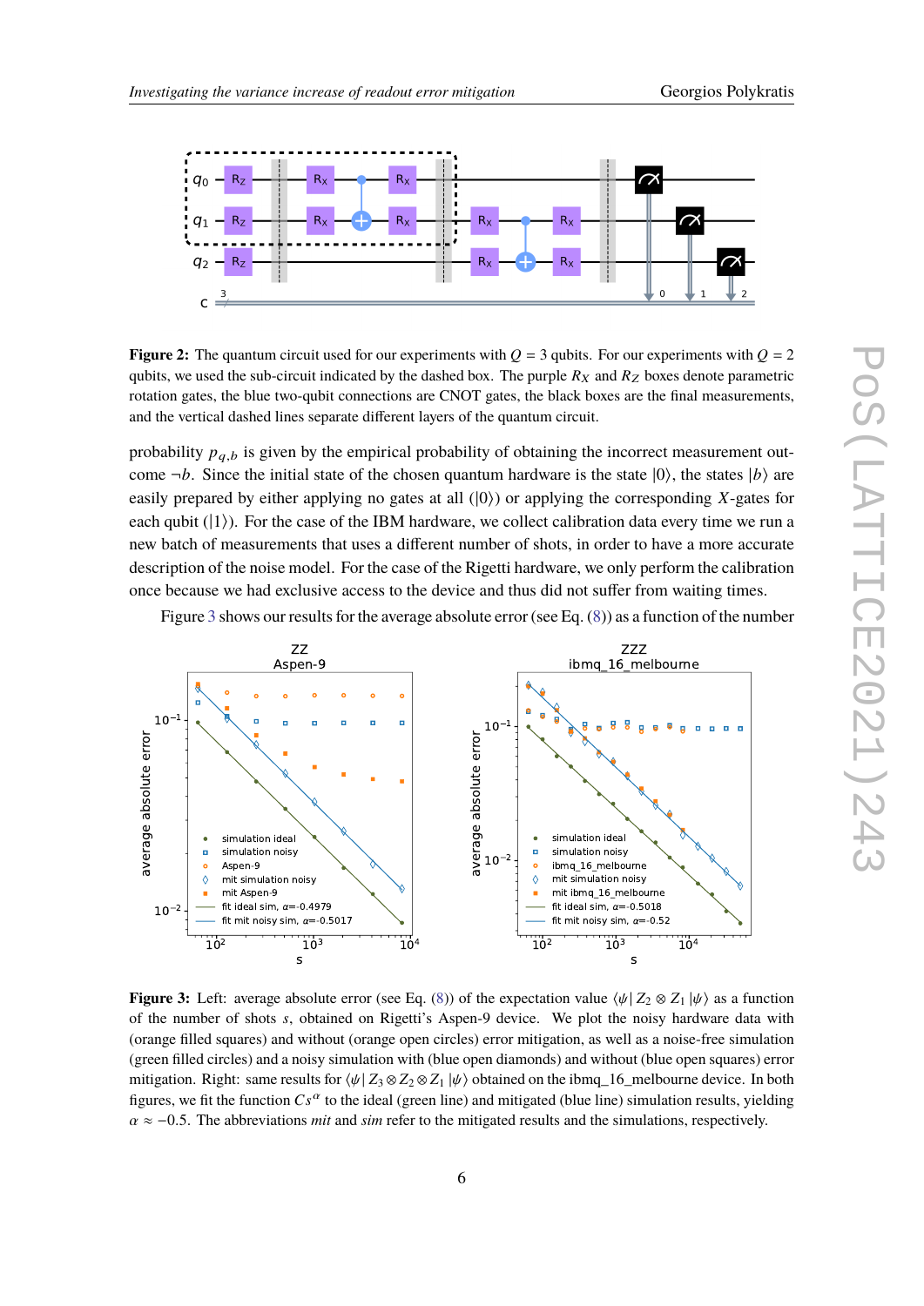**Figure 2:** The quantum circuit used for our experiments with $Q = 3$ qubits. For our experiments with $Q = 2$ qubits, we used the sub-circuit indicated by the dashed box. The purple $R_X$ and $R_Z$ boxes denote parametric rotation gates, the blue two-qubit connections are CNOT gates, the black boxes are the final measurements, and the vertical dashed lines separate different layers of the quantum circuit.

probability $p_{q,b}$ is given by the empirical probability of obtaining the incorrect measurement outcome $\neg b$. Since the initial state of the chosen quantum hardware is the state $|0\rangle$, the states $|b\rangle$ are easily prepared by either applying no gates at all ($|0\rangle$) or applying the corresponding $X$-gates for each qubit ($|1\rangle$). For the case of the IBM hardware, we collect calibration data every time we run a new batch of measurements that uses a different number of shots, in order to have a more accurate description of the noise model. For the case of the Rigetti hardware, we only perform the calibration once because we had exclusive access to the device and thus did not suffer from waiting times.

Figure 3 shows our results for the average absolute error (see Eq. (8)) as a function of the number

**Figure 3:** Left: average absolute error (see Eq. (8)) of the expectation value $\langle\psi| Z_2 \otimes Z_1 |\psi\rangle$ as a function of the number of shots $s$, obtained on Rigetti's Aspen-9 device. We plot the noisy hardware data with (orange filled squares) and without (orange open circles) error mitigation, as well as a noise-free simulation (green filled circles) and a noisy simulation with (blue open diamonds) and without (blue open squares) error mitigation. Right: same results for $\langle\psi| Z_3 \otimes Z_2 \otimes Z_1 |\psi\rangle$ obtained on the ibmq_16_melbourne device. In both figures, we fit the function $Cs^{\alpha}$ to the ideal (green line) and mitigated (blue line) simulation results, yielding $\alpha \approx -0.5$. The abbreviations *mit* and *sim* refer to the mitigated results and the simulations, respectively.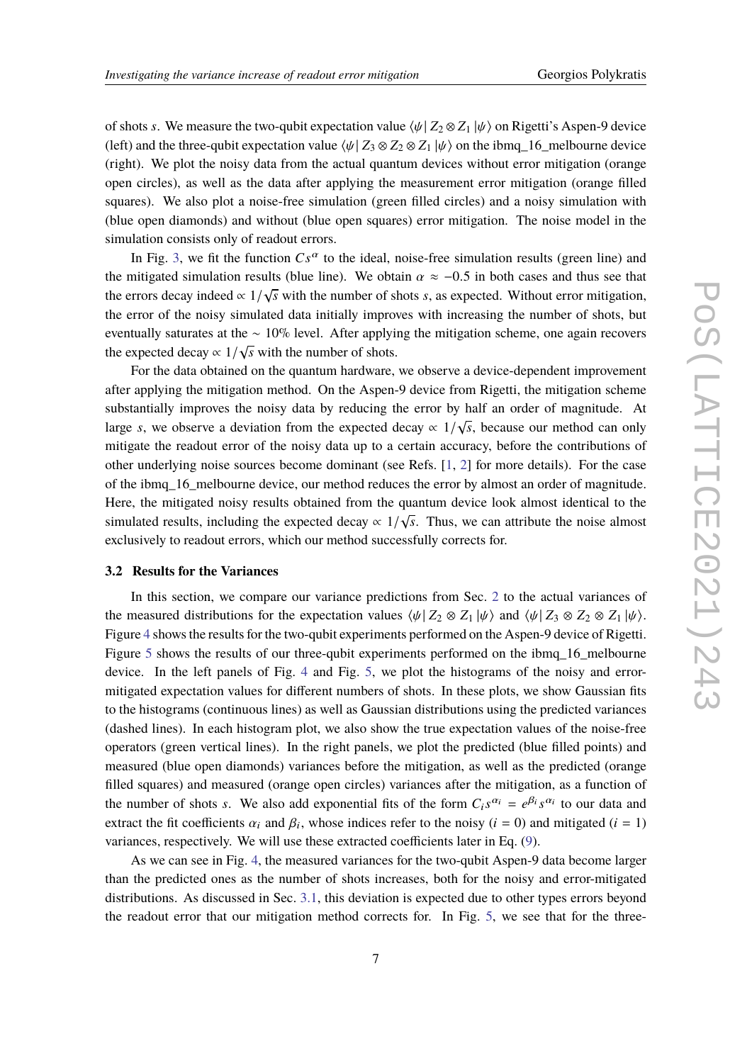of shots $s$. We measure the two-qubit expectation value $\langle\psi| Z_2 \otimes Z_1 |\psi\rangle$ on Rigetti's Aspen-9 device (left) and the three-qubit expectation value $\langle\psi| Z_3 \otimes Z_2 \otimes Z_1 |\psi\rangle$ on the ibmq_16_melbourne device (right). We plot the noisy data from the actual quantum devices without error mitigation (orange open circles), as well as the data after applying the measurement error mitigation (orange filled squares). We also plot a noise-free simulation (green filled circles) and a noisy simulation with (blue open diamonds) and without (blue open squares) error mitigation. The noise model in the simulation consists only of readout errors.

In Fig. 3, we fit the function $Cs^{\alpha}$ to the ideal, noise-free simulation results (green line) and the mitigated simulation results (blue line). We obtain $\alpha \approx -0.5$ in both cases and thus see that the errors decay indeed $\propto 1/\sqrt{s}$ with the number of shots $s$, as expected. Without error mitigation, the error of the noisy simulated data initially improves with increasing the number of shots, but eventually saturates at the $\sim 10\%$ level. After applying the mitigation scheme, one again recovers the expected decay $\propto 1/\sqrt{s}$ with the number of shots.

For the data obtained on the quantum hardware, we observe a device-dependent improvement after applying the mitigation method. On the Aspen-9 device from Rigetti, the mitigation scheme substantially improves the noisy data by reducing the error by half an order of magnitude. At large $s$, we observe a deviation from the expected decay $\propto 1/\sqrt{s}$, because our method can only mitigate the readout error of the noisy data up to a certain accuracy, before the contributions of other underlying noise sources become dominant (see Refs. [1, 2] for more details). For the case of the ibmq_16_melbourne device, our method reduces the error by almost an order of magnitude. Here, the mitigated noisy results obtained from the quantum device look almost identical to the simulated results, including the expected decay $\propto 1/\sqrt{s}$. Thus, we can attribute the noise almost exclusively to readout errors, which our method successfully corrects for.

### 3.2 Results for the Variances

In this section, we compare our variance predictions from Sec. 2 to the actual variances of the measured distributions for the expectation values $\langle\psi| Z_2 \otimes Z_1 |\psi\rangle$ and $\langle\psi| Z_3 \otimes Z_2 \otimes Z_1 |\psi\rangle$. Figure 4 shows the results for the two-qubit experiments performed on the Aspen-9 device of Rigetti. Figure 5 shows the results of our three-qubit experiments performed on the ibmq_16_melbourne device. In the left panels of Fig. 4 and Fig. 5, we plot the histograms of the noisy and error-mitigated expectation values for different numbers of shots. In these plots, we show Gaussian fits to the histograms (continuous lines) as well as Gaussian distributions using the predicted variances (dashed lines). In each histogram plot, we also show the true expectation values of the noise-free operators (green vertical lines). In the right panels, we plot the predicted (blue filled points) and measured (blue open diamonds) variances before the mitigation, as well as the predicted (orange filled squares) and measured (orange open circles) variances after the mitigation, as a function of the number of shots $s$. We also add exponential fits of the form $C_i s^{\alpha_i} = e^{\beta_i} s^{\alpha_i}$ to our data and extract the fit coefficients $\alpha_i$ and $\beta_i$, whose indices refer to the noisy ($i = 0$) and mitigated ($i = 1$) variances, respectively. We will use these extracted coefficients later in Eq. (9).

As we can see in Fig. 4, the measured variances for the two-qubit Aspen-9 data become larger than the predicted ones as the number of shots increases, both for the noisy and error-mitigated distributions. As discussed in Sec. 3.1, this deviation is expected due to other types errors beyond the readout error that our mitigation method corrects for. In Fig. 5, we see that for the three-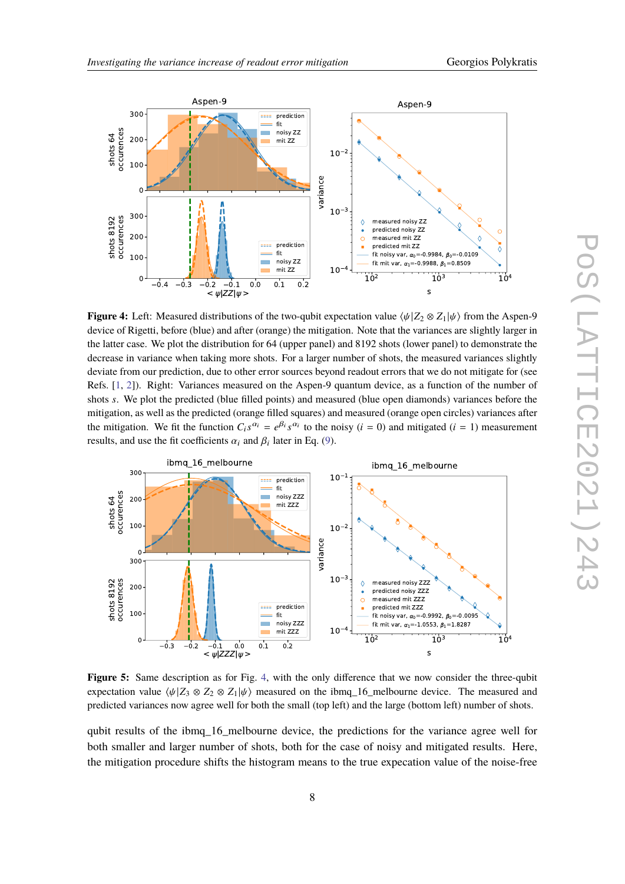**Figure 4:** Left: Measured distributions of the two-qubit expectation value $\langle\psi|Z_2 \otimes Z_1|\psi\rangle$ from the Aspen-9 device of Rigetti, before (blue) and after (orange) the mitigation. Note that the variances are slightly larger in the latter case. We plot the distribution for 64 (upper panel) and 8192 shots (lower panel) to demonstrate the decrease in variance when taking more shots. For a larger number of shots, the measured variances slightly deviate from our prediction, due to other error sources beyond readout errors that we do not mitigate for (see Refs. [1, 2]). Right: Variances measured on the Aspen-9 quantum device, as a function of the number of shots $s$. We plot the predicted (blue filled points) and measured (blue open diamonds) variances before the mitigation, as well as the predicted (orange filled squares) and measured (orange open circles) variances after the mitigation. We fit the function $C_i s^{\alpha_i} = e^{\beta_i} s^{\alpha_i}$ to the noisy ($i = 0$) and mitigated ($i = 1$) measurement results, and use the fit coefficients $\alpha_i$ and $\beta_i$ later in Eq. (9).

**Figure 5:** Same description as for Fig. 4, with the only difference that we now consider the three-qubit expectation value $\langle\psi|Z_3 \otimes Z_2 \otimes Z_1|\psi\rangle$ measured on the ibmq_16_melbourne device. The measured and predicted variances now agree well for both the small (top left) and the large (bottom left) number of shots.

qubit results of the ibmq_16_melbourne device, the predictions for the variance agree well for both smaller and larger number of shots, both for the case of noisy and mitigated results. Here, the mitigation procedure shifts the histogram means to the true expecation value of the noise-free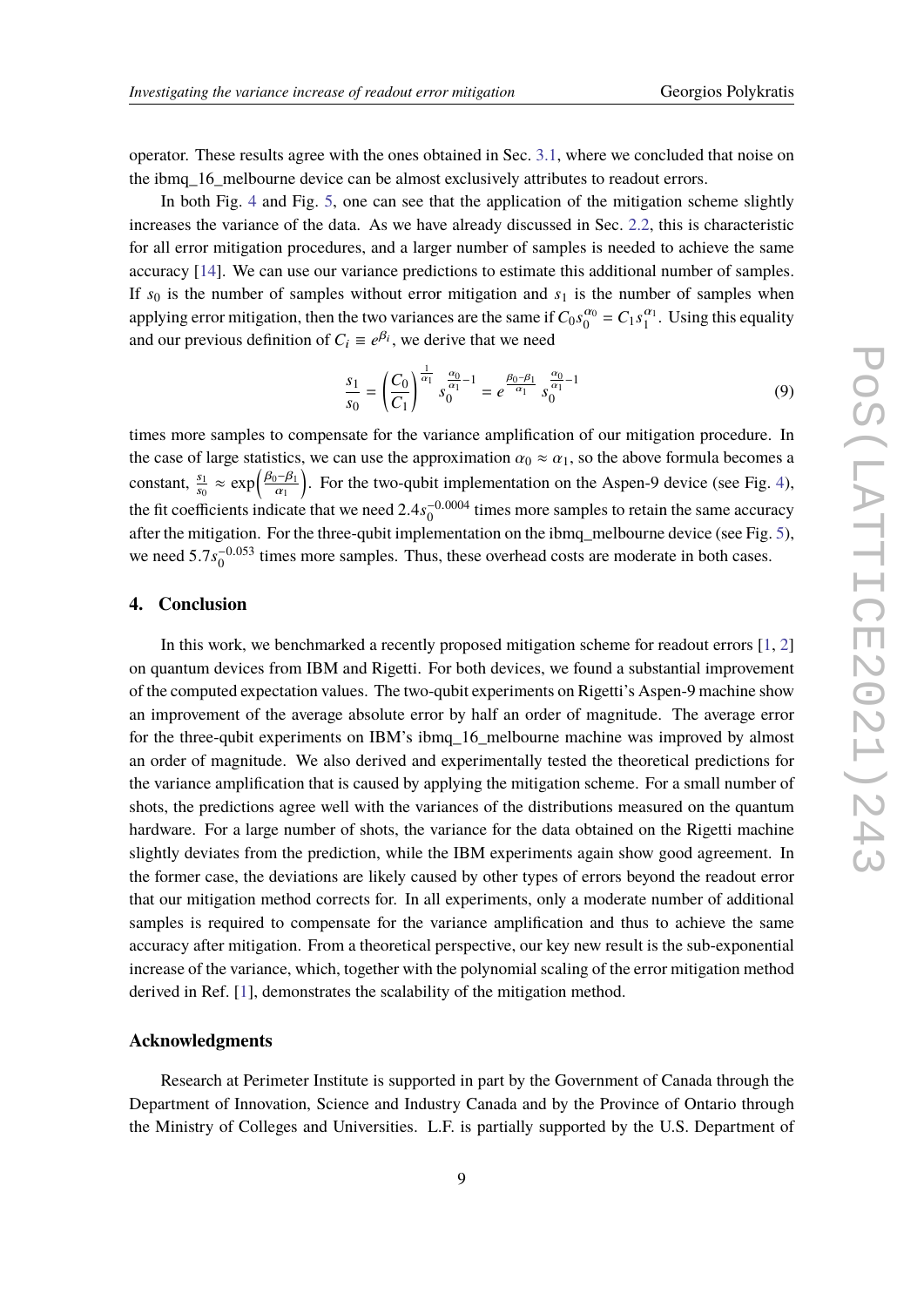operator. These results agree with the ones obtained in Sec. 3.1, where we concluded that noise on the ibmq_16_melbourne device can be almost exclusively attributes to readout errors.

In both Fig. 4 and Fig. 5, one can see that the application of the mitigation scheme slightly increases the variance of the data. As we have already discussed in Sec. 2.2, this is characteristic for all error mitigation procedures, and a larger number of samples is needed to achieve the same accuracy [14]. We can use our variance predictions to estimate this additional number of samples. If $s_0$ is the number of samples without error mitigation and $s_1$ is the number of samples when applying error mitigation, then the two variances are the same if $C_0 s_0^{\alpha_0} = C_1 s_1^{\alpha_1}$. Using this equality and our previous definition of $C_i \equiv e^{\beta_i}$, we derive that we need

$$\frac{s_1}{s_0} = \left(\frac{C_0}{C_1}\right)^{\frac{1}{\alpha_1}} s_0^{\frac{\alpha_0}{\alpha_1}-1} = e^{\frac{\beta_0-\beta_1}{\alpha_1}} s_0^{\frac{\alpha_0}{\alpha_1}-1} \tag{9}$$

times more samples to compensate for the variance amplification of our mitigation procedure. In the case of large statistics, we can use the approximation $\alpha_0 \approx \alpha_1$, so the above formula becomes a constant, $\frac{s_1}{s_0} \approx \exp\left(\frac{\beta_0-\beta_1}{\alpha_1}\right)$. For the two-qubit implementation on the Aspen-9 device (see Fig. 4), the fit coefficients indicate that we need $2.4 s_0^{-0.0004}$ times more samples to retain the same accuracy after the mitigation. For the three-qubit implementation on the ibmq_melbourne device (see Fig. 5), we need $5.7 s_0^{-0.053}$ times more samples. Thus, these overhead costs are moderate in both cases.

## 4. Conclusion

In this work, we benchmarked a recently proposed mitigation scheme for readout errors [1, 2] on quantum devices from IBM and Rigetti. For both devices, we found a substantial improvement of the computed expectation values. The two-qubit experiments on Rigetti's Aspen-9 machine show an improvement of the average absolute error by half an order of magnitude. The average error for the three-qubit experiments on IBM's ibmq_16_melbourne machine was improved by almost an order of magnitude. We also derived and experimentally tested the theoretical predictions for the variance amplification that is caused by applying the mitigation scheme. For a small number of shots, the predictions agree well with the variances of the distributions measured on the quantum hardware. For a large number of shots, the variance for the data obtained on the Rigetti machine slightly deviates from the prediction, while the IBM experiments again show good agreement. In the former case, the deviations are likely caused by other types of errors beyond the readout error that our mitigation method corrects for. In all experiments, only a moderate number of additional samples is required to compensate for the variance amplification and thus to achieve the same accuracy after mitigation. From a theoretical perspective, our key new result is the sub-exponential increase of the variance, which, together with the polynomial scaling of the error mitigation method derived in Ref. [1], demonstrates the scalability of the mitigation method.

### Acknowledgments

Research at Perimeter Institute is supported in part by the Government of Canada through the Department of Innovation, Science and Industry Canada and by the Province of Ontario through the Ministry of Colleges and Universities. L.F. is partially supported by the U.S. Department of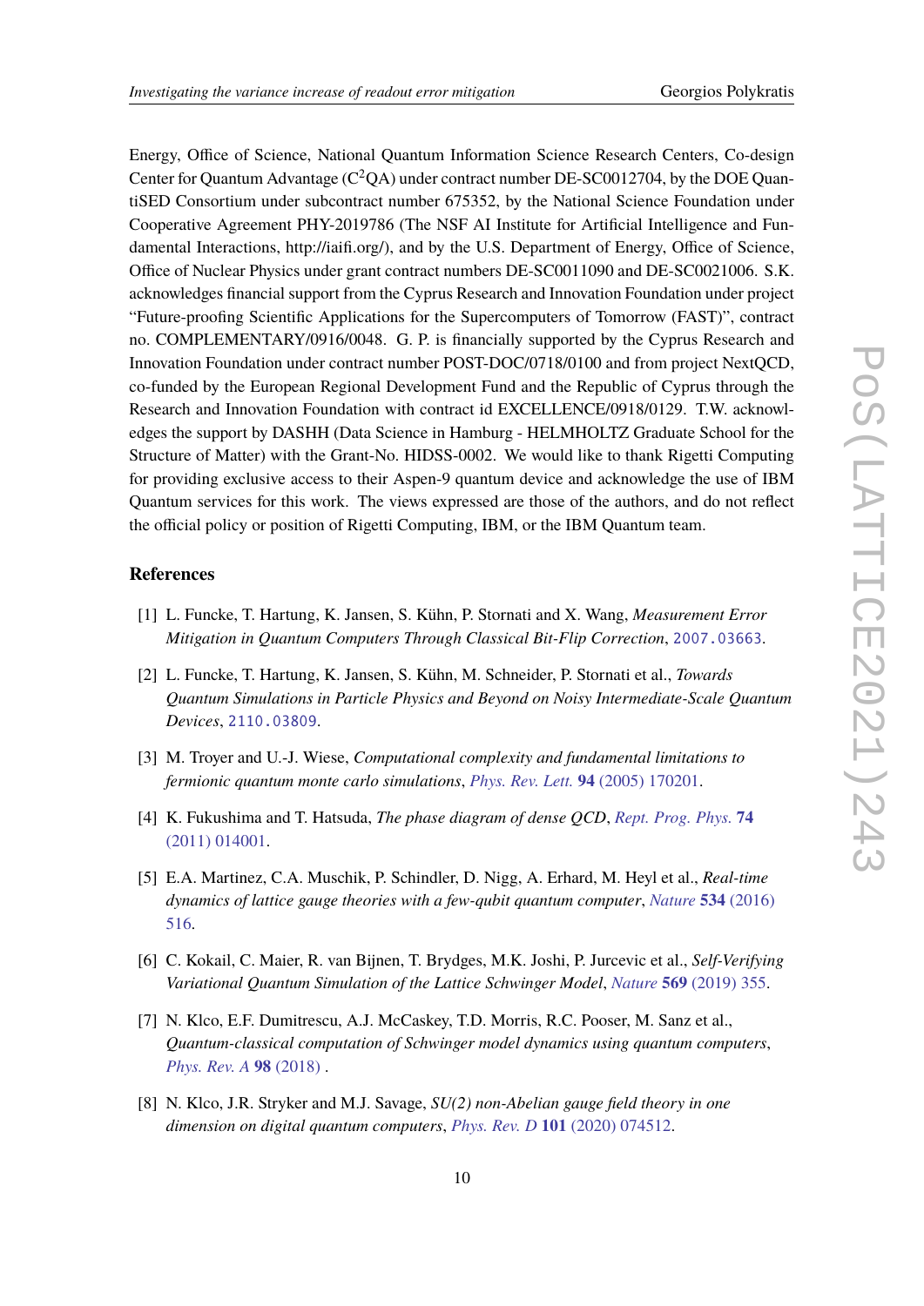Energy, Office of Science, National Quantum Information Science Research Centers, Co-design Center for Quantum Advantage ($C^2QA$) under contract number DE-SC0012704, by the DOE QuantiSED Consortium under subcontract number 675352, by the National Science Foundation under Cooperative Agreement PHY-2019786 (The NSF AI Institute for Artificial Intelligence and Fundamental Interactions, http://iaifi.org/), and by the U.S. Department of Energy, Office of Science, Office of Nuclear Physics under grant contract numbers DE-SC0011090 and DE-SC0021006. S.K. acknowledges financial support from the Cyprus Research and Innovation Foundation under project "Future-proofing Scientific Applications for the Supercomputers of Tomorrow (FAST)", contract no. COMPLEMENTARY/0916/0048. G. P. is financially supported by the Cyprus Research and Innovation Foundation under contract number POST-DOC/0718/0100 and from project NextQCD, co-funded by the European Regional Development Fund and the Republic of Cyprus through the Research and Innovation Foundation with contract id EXCELLENCE/0918/0129. T.W. acknowledges the support by DASHH (Data Science in Hamburg - HELMHOLTZ Graduate School for the Structure of Matter) with the Grant-No. HIDSS-0002. We would like to thank Rigetti Computing for providing exclusive access to their Aspen-9 quantum device and acknowledge the use of IBM Quantum services for this work. The views expressed are those of the authors, and do not reflect the official policy or position of Rigetti Computing, IBM, or the IBM Quantum team.

## References

[1] L. Funcke, T. Hartung, K. Jansen, S. Kühn, P. Stornati and X. Wang, *Measurement Error Mitigation in Quantum Computers Through Classical Bit-Flip Correction*, 2007.03663.

[2] L. Funcke, T. Hartung, K. Jansen, S. Kühn, M. Schneider, P. Stornati et al., *Towards Quantum Simulations in Particle Physics and Beyond on Noisy Intermediate-Scale Quantum Devices*, 2110.03809.

[3] M. Troyer and U.-J. Wiese, *Computational complexity and fundamental limitations to fermionic quantum monte carlo simulations*, Phys. Rev. Lett. **94** (2005) 170201.

[4] K. Fukushima and T. Hatsuda, *The phase diagram of dense QCD*, Rept. Prog. Phys. **74** (2011) 014001.

[5] E.A. Martinez, C.A. Muschik, P. Schindler, D. Nigg, A. Erhard, M. Heyl et al., *Real-time dynamics of lattice gauge theories with a few-qubit quantum computer*, Nature **534** (2016) 516.

[6] C. Kokail, C. Maier, R. van Bijnen, T. Brydges, M.K. Joshi, P. Jurcevic et al., *Self-Verifying Variational Quantum Simulation of the Lattice Schwinger Model*, Nature **569** (2019) 355.

[7] N. Klco, E.F. Dumitrescu, A.J. McCaskey, T.D. Morris, R.C. Pooser, M. Sanz et al., *Quantum-classical computation of Schwinger model dynamics using quantum computers*, Phys. Rev. A **98** (2018) .

[8] N. Klco, J.R. Stryker and M.J. Savage, *SU(2) non-Abelian gauge field theory in one dimension on digital quantum computers*, Phys. Rev. D **101** (2020) 074512.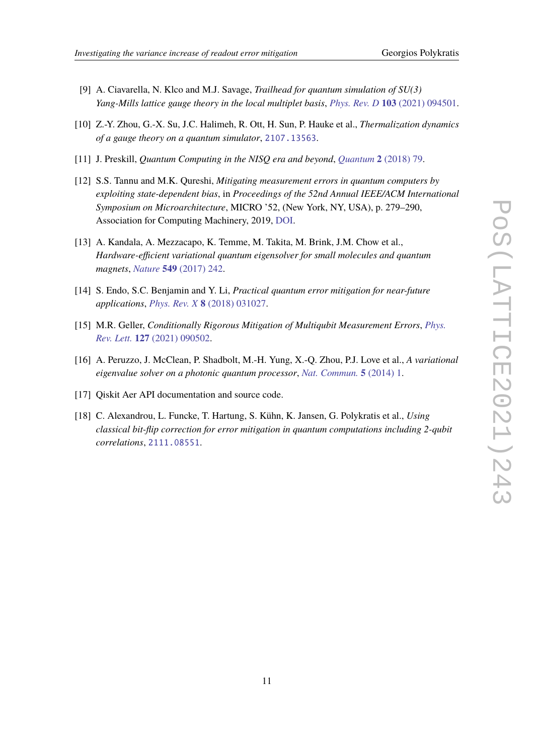[9] A. Ciavarella, N. Klco and M.J. Savage, *Trailhead for quantum simulation of SU(3) Yang-Mills lattice gauge theory in the local multiplet basis*, Phys. Rev. D **103** (2021) 094501.

[10] Z.-Y. Zhou, G.-X. Su, J.C. Halimeh, R. Ott, H. Sun, P. Hauke et al., *Thermalization dynamics of a gauge theory on a quantum simulator*, 2107.13563.

[11] J. Preskill, *Quantum Computing in the NISQ era and beyond*, Quantum **2** (2018) 79.

[12] S.S. Tannu and M.K. Qureshi, *Mitigating measurement errors in quantum computers by exploiting state-dependent bias*, in *Proceedings of the 52nd Annual IEEE/ACM International Symposium on Microarchitecture*, MICRO '52, (New York, NY, USA), p. 279–290, Association for Computing Machinery, 2019, DOI.

[13] A. Kandala, A. Mezzacapo, K. Temme, M. Takita, M. Brink, J.M. Chow et al., *Hardware-efficient variational quantum eigensolver for small molecules and quantum magnets*, Nature **549** (2017) 242.

[14] S. Endo, S.C. Benjamin and Y. Li, *Practical quantum error mitigation for near-future applications*, Phys. Rev. X **8** (2018) 031027.

[15] M.R. Geller, *Conditionally Rigorous Mitigation of Multiqubit Measurement Errors*, Phys. Rev. Lett. **127** (2021) 090502.

[16] A. Peruzzo, J. McClean, P. Shadbolt, M.-H. Yung, X.-Q. Zhou, P.J. Love et al., *A variational eigenvalue solver on a photonic quantum processor*, Nat. Commun. **5** (2014) 1.

[17] Qiskit Aer API documentation and source code.

[18] C. Alexandrou, L. Funcke, T. Hartung, S. Kühn, K. Jansen, G. Polykratis et al., *Using classical bit-flip correction for error mitigation in quantum computations including 2-qubit correlations*, 2111.08551.